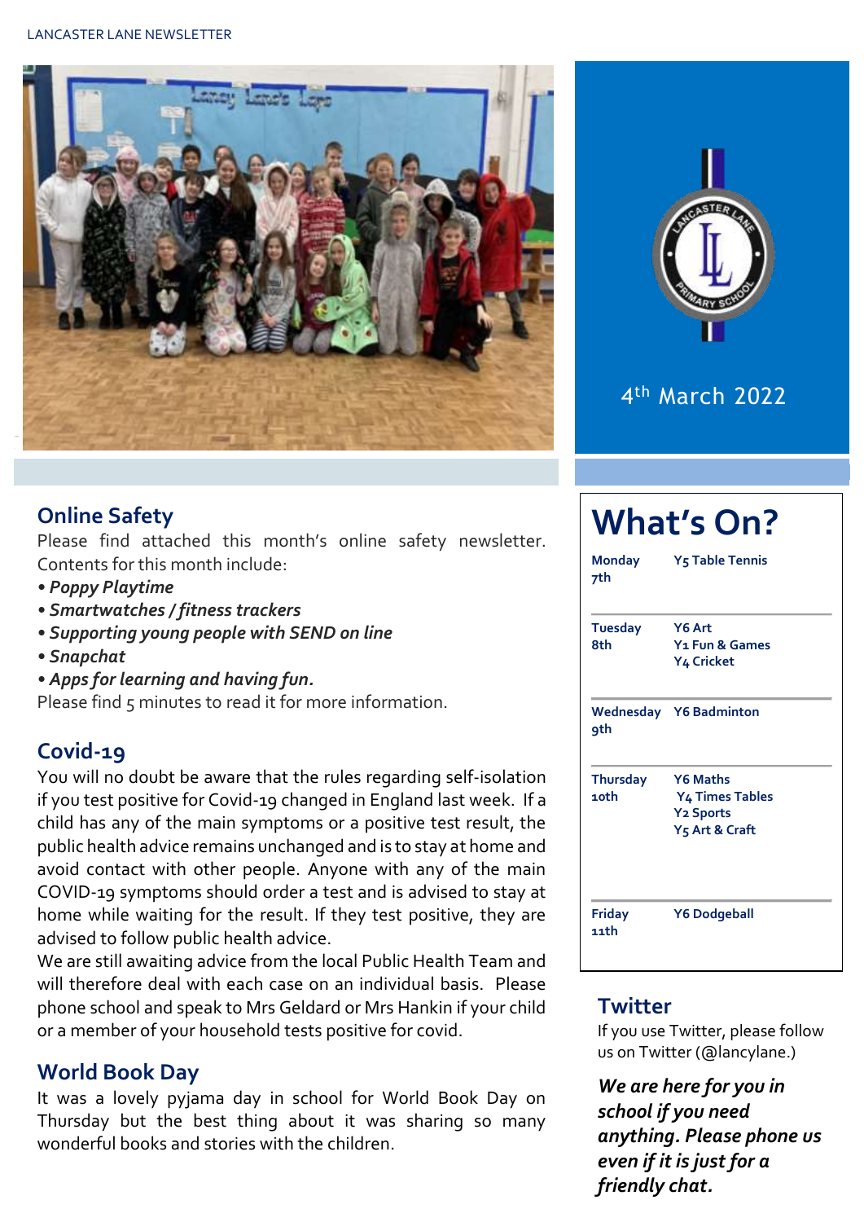LANCASTER LANE NEWSLETTER

4th March 2022

## Online Safety

Please find attached this month's online safety newsletter. Contents for this month include:

- ***Poppy Playtime***
- ***Smartwatches / fitness trackers***
- ***Supporting young people with SEND on line***
- ***Snapchat***
- ***Apps for learning and having fun.***

Please find 5 minutes to read it for more information.

## Covid-19

You will no doubt be aware that the rules regarding self-isolation if you test positive for Covid-19 changed in England last week. If a child has any of the main symptoms or a positive test result, the public health advice remains unchanged and is to stay at home and avoid contact with other people. Anyone with any of the main COVID-19 symptoms should order a test and is advised to stay at home while waiting for the result. If they test positive, they are advised to follow public health advice.

We are still awaiting advice from the local Public Health Team and will therefore deal with each case on an individual basis. Please phone school and speak to Mrs Geldard or Mrs Hankin if your child or a member of your household tests positive for covid.

## World Book Day

It was a lovely pyjama day in school for World Book Day on Thursday but the best thing about it was sharing so many wonderful books and stories with the children.

## What's On?

| | |
|---|---|
| **Monday 7th** | **Y5 Table Tennis** |
| **Tuesday 8th** | **Y6 Art**<br>**Y1 Fun & Games**<br>**Y4 Cricket** |
| **Wednesday 9th** | **Y6 Badminton** |
| **Thursday 10th** | **Y6 Maths**<br>**Y4 Times Tables**<br>**Y2 Sports**<br>**Y5 Art & Craft** |
| **Friday 11th** | **Y6 Dodgeball** |

## Twitter

If you use Twitter, please follow us on Twitter (@lancylane.)

***We are here for you in school if you need anything. Please phone us even if it is just for a friendly chat.***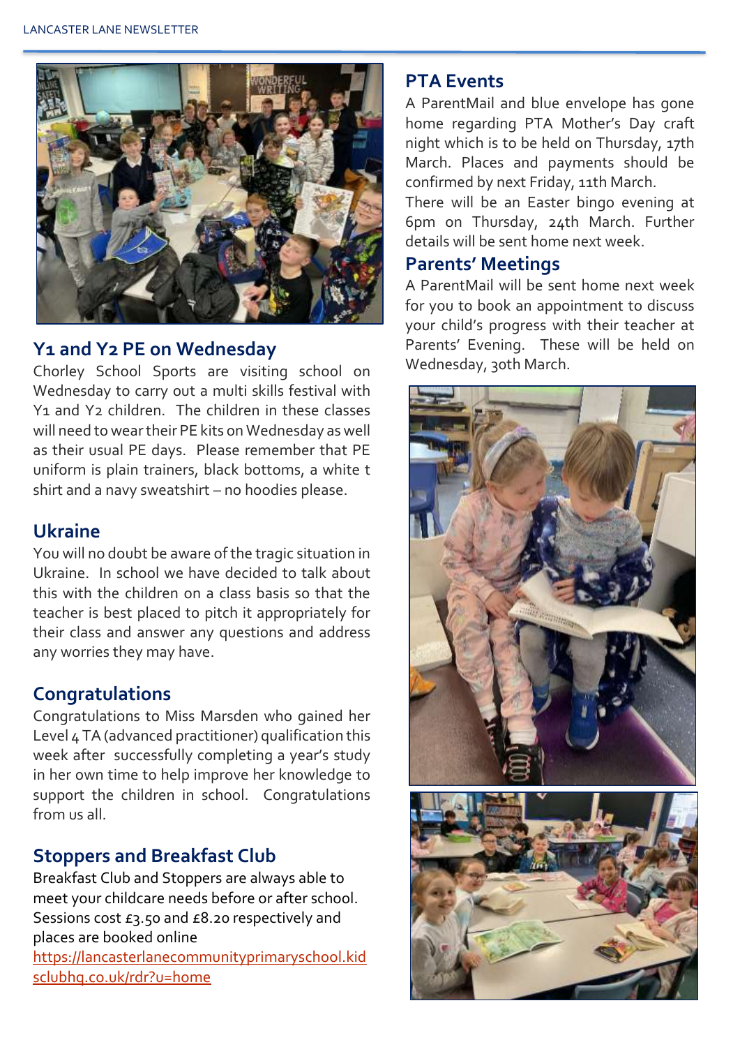## Y1 and Y2 PE on Wednesday

Chorley School Sports are visiting school on Wednesday to carry out a multi skills festival with Y1 and Y2 children. The children in these classes will need to wear their PE kits on Wednesday as well as their usual PE days. Please remember that PE uniform is plain trainers, black bottoms, a white t shirt and a navy sweatshirt – no hoodies please.

## Ukraine

You will no doubt be aware of the tragic situation in Ukraine. In school we have decided to talk about this with the children on a class basis so that the teacher is best placed to pitch it appropriately for their class and answer any questions and address any worries they may have.

## Congratulations

Congratulations to Miss Marsden who gained her Level 4 TA (advanced practitioner) qualification this week after successfully completing a year's study in her own time to help improve her knowledge to support the children in school. Congratulations from us all.

## Stoppers and Breakfast Club

Breakfast Club and Stoppers are always able to meet your childcare needs before or after school. Sessions cost £3.50 and £8.20 respectively and places are booked online https://lancasterlanecommunityprimaryschool.kidsclubhq.co.uk/rdr?u=home

## PTA Events

A ParentMail and blue envelope has gone home regarding PTA Mother's Day craft night which is to be held on Thursday, 17th March. Places and payments should be confirmed by next Friday, 11th March.

There will be an Easter bingo evening at 6pm on Thursday, 24th March. Further details will be sent home next week.

## Parents' Meetings

A ParentMail will be sent home next week for you to book an appointment to discuss your child's progress with their teacher at Parents' Evening. These will be held on Wednesday, 30th March.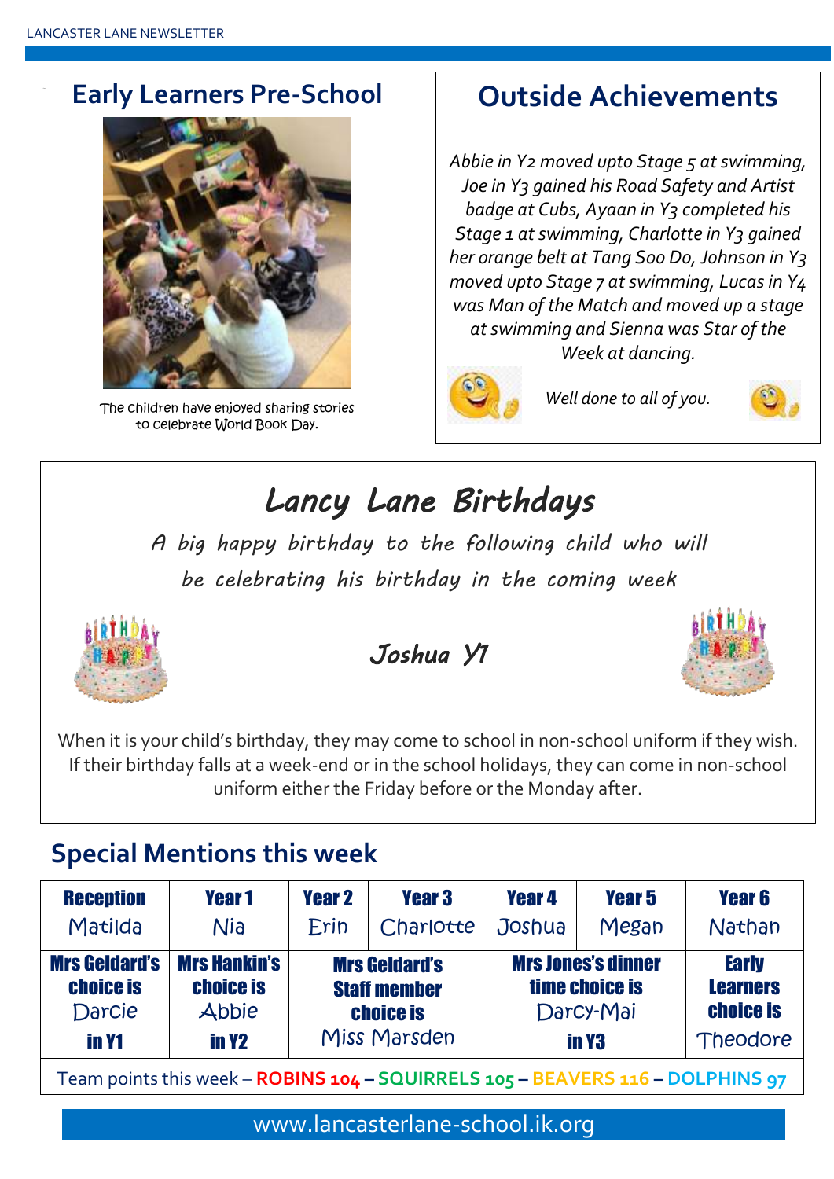## Early Learners Pre-School

The children have enjoyed sharing stories to celebrate World Book Day.

## Outside Achievements

*Abbie in Y2 moved upto Stage 5 at swimming, Joe in Y3 gained his Road Safety and Artist badge at Cubs, Ayaan in Y3 completed his Stage 1 at swimming, Charlotte in Y3 gained her orange belt at Tang Soo Do, Johnson in Y3 moved upto Stage 7 at swimming, Lucas in Y4 was Man of the Match and moved up a stage at swimming and Sienna was Star of the Week at dancing.*

*Well done to all of you.*

## *Lancy Lane Birthdays*

*A big happy birthday to the following child who will be celebrating his birthday in the coming week*

***Joshua Y1***

When it is your child's birthday, they may come to school in non-school uniform if they wish. If their birthday falls at a week-end or in the school holidays, they can come in non-school uniform either the Friday before or the Monday after.

## Special Mentions this week

| **Reception** | **Year 1** | **Year 2** | **Year 3** | **Year 4** | **Year 5** | **Year 6** |
|---|---|---|---|---|---|---|
| Matilda | Nia | Erin | Charlotte | Joshua | Megan | Nathan |
| **Mrs Geldard's choice is** Darcie **in Y1** | **Mrs Hankin's choice is** Abbie **in Y2** | **Mrs Geldard's Staff member choice is** Miss Marsden | | **Mrs Jones's dinner time choice is** Darcy-Mai **in Y3** | | **Early Learners choice is** Theodore |

Team points this week – **ROBINS 104** – **SQUIRRELS 105** – **BEAVERS 116** – **DOLPHINS 97**

www.lancasterlane-school.ik.org